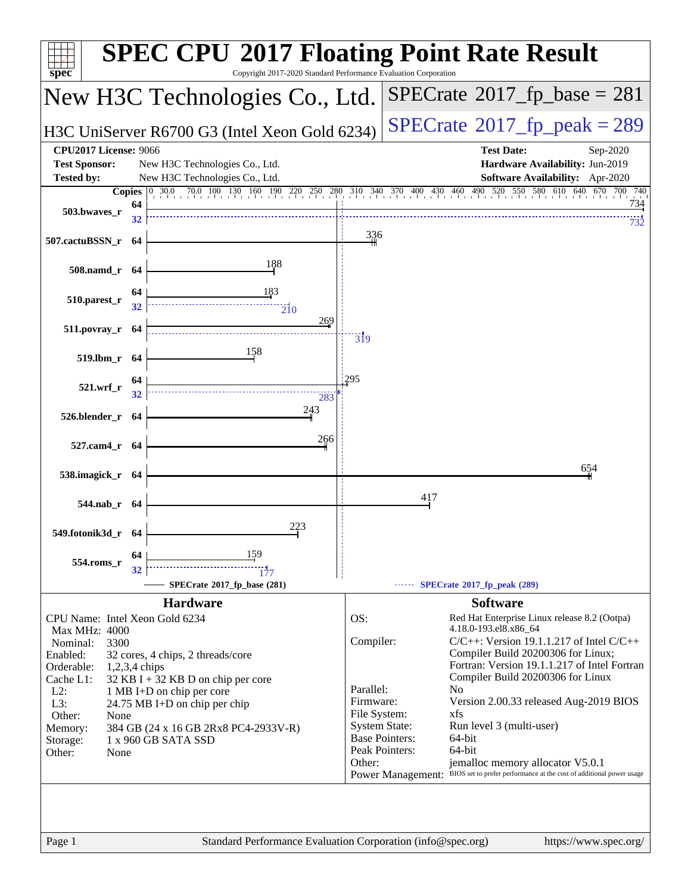# SPEC CPU 2017 Floating Point Rate Result

Copyright 2017-2020 Standard Performance Evaluation Corporation

## New H3C Technologies Co., Ltd.

**H3C UniServer R6700 G3 (Intel Xeon Gold 6234)**

**SPECrate 2017_fp_base = 281**

**SPECrate 2017_fp_peak = 289**

| | | | |
|---|---|---|---|
| **CPU2017 License:** | 9066 | **Test Date:** | Sep-2020 |
| **Test Sponsor:** | New H3C Technologies Co., Ltd. | **Hardware Availability:** | Jun-2019 |
| **Tested by:** | New H3C Technologies Co., Ltd. | **Software Availability:** | Apr-2020 |

| Benchmark | Copies (base) | Base | Copies (peak) | Peak |
|---|---|---|---|---|
| 503.bwaves_r | 64 | 734 | 32 | 732 |
| 507.cactuBSSN_r | 64 | 336 | | |
| 508.namd_r | 64 | 188 | | |
| 510.parest_r | 64 | 183 | 32 | 210 |
| 511.povray_r | 64 | 269 | 64 | 319 |
| 519.lbm_r | 64 | 158 | | |
| 521.wrf_r | 64 | 295 | 32 | 283 |
| 526.blender_r | 64 | 243 | | |
| 527.cam4_r | 64 | 266 | | |
| 538.imagick_r | 64 | 654 | | |
| 544.nab_r | 64 | 417 | | |
| 549.fotonik3d_r | 64 | 223 | | |
| 554.roms_r | 64 | 159 | 32 | 177 |

SPECrate 2017_fp_base (281) — SPECrate 2017_fp_peak (289)

## Hardware

- **CPU Name:** Intel Xeon Gold 6234
- **Max MHz:** 4000
- **Nominal:** 3300
- **Enabled:** 32 cores, 4 chips, 2 threads/core
- **Orderable:** 1,2,3,4 chips
- **Cache L1:** 32 KB I + 32 KB D on chip per core
- **L2:** 1 MB I+D on chip per core
- **L3:** 24.75 MB I+D on chip per chip
- **Other:** None
- **Memory:** 384 GB (24 x 16 GB 2Rx8 PC4-2933V-R)
- **Storage:** 1 x 960 GB SATA SSD
- **Other:** None

## Software

- **OS:** Red Hat Enterprise Linux release 8.2 (Ootpa) 4.18.0-193.el8.x86_64
- **Compiler:** C/C++: Version 19.1.1.217 of Intel C/C++ Compiler Build 20200306 for Linux; Fortran: Version 19.1.1.217 of Intel Fortran Compiler Build 20200306 for Linux
- **Parallel:** No
- **Firmware:** Version 2.00.33 released Aug-2019 BIOS
- **File System:** xfs
- **System State:** Run level 3 (multi-user)
- **Base Pointers:** 64-bit
- **Peak Pointers:** 64-bit
- **Other:** jemalloc memory allocator V5.0.1
- **Power Management:** BIOS set to prefer performance at the cost of additional power usage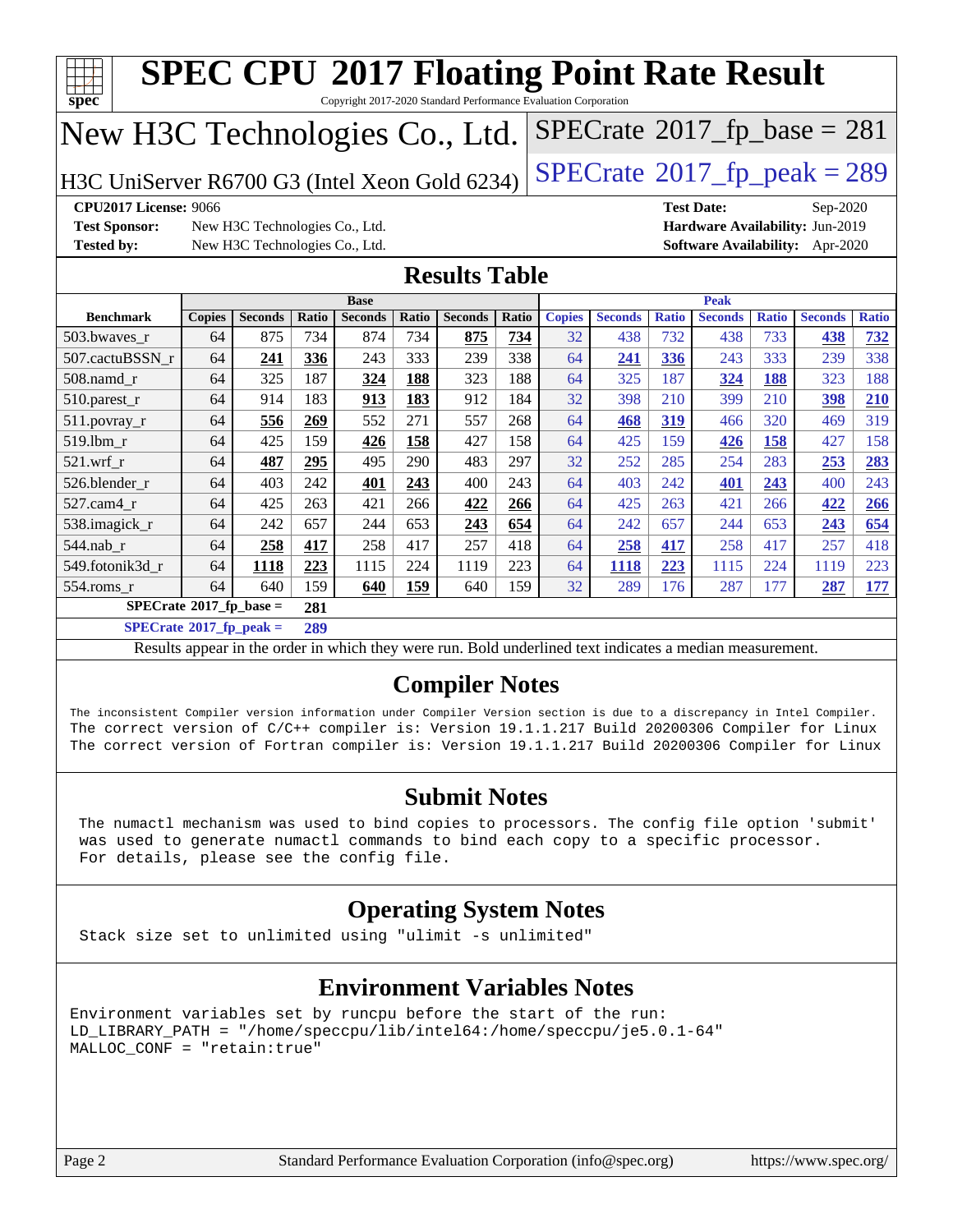# SPEC CPU 2017 Floating Point Rate Result

Copyright 2017-2020 Standard Performance Evaluation Corporation

## New H3C Technologies Co., Ltd.

H3C UniServer R6700 G3 (Intel Xeon Gold 6234)

SPECrate 2017_fp_base = 281

SPECrate 2017_fp_peak = 289

**CPU2017 License:** 9066
**Test Sponsor:** New H3C Technologies Co., Ltd.
**Tested by:** New H3C Technologies Co., Ltd.

**Test Date:** Sep-2020
**Hardware Availability:** Jun-2019
**Software Availability:** Apr-2020

## Results Table

| | Base | | | | | | | Peak | | | | | | |
|---|---|---|---|---|---|---|---|---|---|---|---|---|---|---|
| **Benchmark** | **Copies** | **Seconds** | **Ratio** | **Seconds** | **Ratio** | **Seconds** | **Ratio** | **Copies** | **Seconds** | **Ratio** | **Seconds** | **Ratio** | **Seconds** | **Ratio** |
| 503.bwaves_r | 64 | 875 | 734 | 874 | 734 | **875** | **734** | 32 | 438 | 732 | 438 | 733 | **438** | **732** |
| 507.cactuBSSN_r | 64 | **241** | **336** | 243 | 333 | 239 | 338 | 64 | **241** | **336** | 243 | 333 | 239 | 338 |
| 508.namd_r | 64 | 325 | 187 | **324** | **188** | 323 | 188 | 64 | 325 | 187 | **324** | **188** | 323 | 188 |
| 510.parest_r | 64 | 914 | 183 | **913** | **183** | 912 | 184 | 32 | 398 | 210 | 399 | 210 | **398** | **210** |
| 511.povray_r | 64 | **556** | **269** | 552 | 271 | 557 | 268 | 64 | **468** | **319** | 466 | 320 | 469 | 319 |
| 519.lbm_r | 64 | 425 | 159 | **426** | **158** | 427 | 158 | 64 | 425 | 159 | **426** | **158** | 427 | 158 |
| 521.wrf_r | 64 | **487** | **295** | 495 | 290 | 483 | 297 | 32 | 252 | 285 | 254 | 283 | **253** | **283** |
| 526.blender_r | 64 | 403 | 242 | **401** | **243** | 400 | 243 | 64 | 403 | 242 | **401** | **243** | 400 | 243 |
| 527.cam4_r | 64 | 425 | 263 | 421 | 266 | **422** | **266** | 64 | 425 | 263 | 421 | 266 | **422** | **266** |
| 538.imagick_r | 64 | 242 | 657 | 244 | 653 | **243** | **654** | 64 | 242 | 657 | 244 | 653 | **243** | **654** |
| 544.nab_r | 64 | **258** | **417** | 258 | 417 | 257 | 418 | 64 | **258** | **417** | 258 | 417 | 257 | 418 |
| 549.fotonik3d_r | 64 | **1118** | **223** | 1115 | 224 | 1119 | 223 | 64 | **1118** | **223** | 1115 | 224 | 1119 | 223 |
| 554.roms_r | 64 | 640 | 159 | **640** | **159** | 640 | 159 | 32 | 289 | 176 | 287 | 177 | **287** | **177** |

**SPECrate 2017_fp_base =** **281**

**SPECrate 2017_fp_peak =** **289**

Results appear in the order in which they were run. Bold underlined text indicates a median measurement.

## Compiler Notes

```
The inconsistent Compiler version information under Compiler Version section is due to a discrepancy in Intel Compiler.
The correct version of C/C++ compiler is: Version 19.1.1.217 Build 20200306 Compiler for Linux
The correct version of Fortran compiler is: Version 19.1.1.217 Build 20200306 Compiler for Linux
```

## Submit Notes

```
The numactl mechanism was used to bind copies to processors. The config file option 'submit'
was used to generate numactl commands to bind each copy to a specific processor.
For details, please see the config file.
```

## Operating System Notes

```
Stack size set to unlimited using "ulimit -s unlimited"
```

## Environment Variables Notes

```
Environment variables set by runcpu before the start of the run:
LD_LIBRARY_PATH = "/home/speccpu/lib/intel64:/home/speccpu/je5.0.1-64"
MALLOC_CONF = "retain:true"
```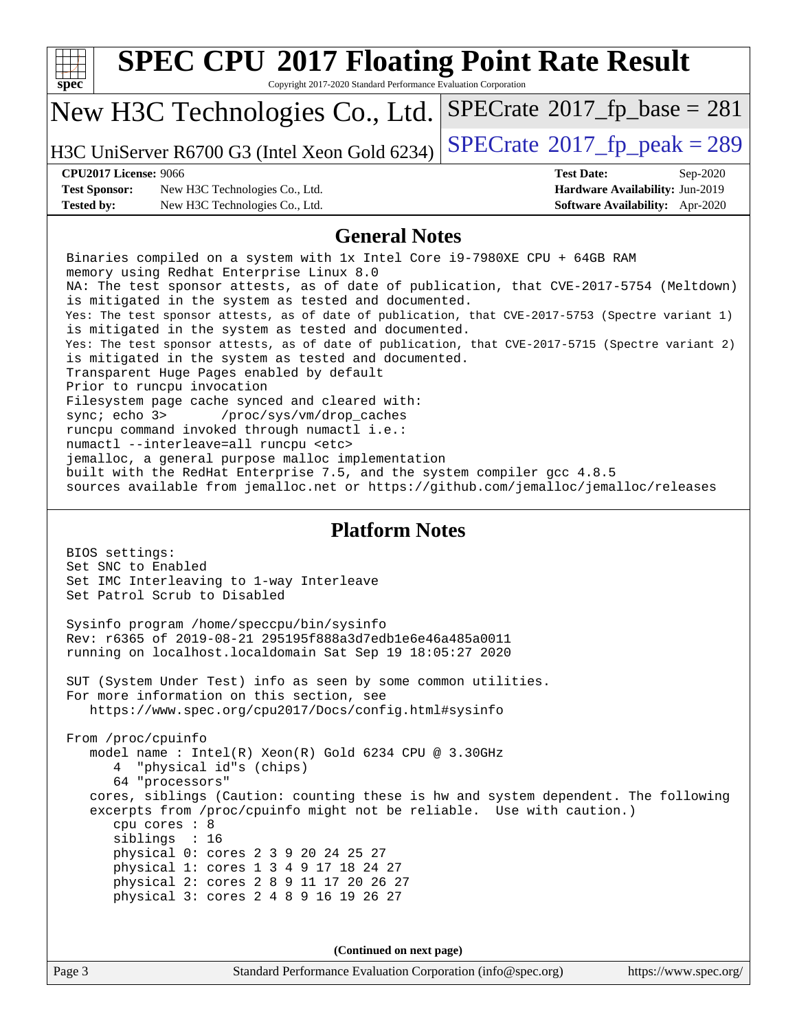# SPEC CPU 2017 Floating Point Rate Result

Copyright 2017-2020 Standard Performance Evaluation Corporation

## New H3C Technologies Co., Ltd.

H3C UniServer R6700 G3 (Intel Xeon Gold 6234)

SPECrate 2017_fp_base = 281

SPECrate 2017_fp_peak = 289

**CPU2017 License:** 9066
**Test Sponsor:** New H3C Technologies Co., Ltd.
**Tested by:** New H3C Technologies Co., Ltd.

**Test Date:** Sep-2020
**Hardware Availability:** Jun-2019
**Software Availability:** Apr-2020

## General Notes

```
Binaries compiled on a system with 1x Intel Core i9-7980XE CPU + 64GB RAM
memory using Redhat Enterprise Linux 8.0
NA: The test sponsor attests, as of date of publication, that CVE-2017-5754 (Meltdown)
is mitigated in the system as tested and documented.
Yes: The test sponsor attests, as of date of publication, that CVE-2017-5753 (Spectre variant 1)
is mitigated in the system as tested and documented.
Yes: The test sponsor attests, as of date of publication, that CVE-2017-5715 (Spectre variant 2)
is mitigated in the system as tested and documented.
Transparent Huge Pages enabled by default
Prior to runcpu invocation
Filesystem page cache synced and cleared with:
sync; echo 3>       /proc/sys/vm/drop_caches
runcpu command invoked through numactl i.e.:
numactl --interleave=all runcpu <etc>
jemalloc, a general purpose malloc implementation
built with the RedHat Enterprise 7.5, and the system compiler gcc 4.8.5
sources available from jemalloc.net or https://github.com/jemalloc/jemalloc/releases
```

## Platform Notes

```
BIOS settings:
Set SNC to Enabled
Set IMC Interleaving to 1-way Interleave
Set Patrol Scrub to Disabled

Sysinfo program /home/speccpu/bin/sysinfo
Rev: r6365 of 2019-08-21 295195f888a3d7edb1e6e46a485a0011
running on localhost.localdomain Sat Sep 19 18:05:27 2020

SUT (System Under Test) info as seen by some common utilities.
For more information on this section, see
   https://www.spec.org/cpu2017/Docs/config.html#sysinfo

From /proc/cpuinfo
   model name : Intel(R) Xeon(R) Gold 6234 CPU @ 3.30GHz
      4  "physical id"s (chips)
      64 "processors"
   cores, siblings (Caution: counting these is hw and system dependent. The following
   excerpts from /proc/cpuinfo might not be reliable.  Use with caution.)
      cpu cores : 8
      siblings  : 16
      physical 0: cores 2 3 9 20 24 25 27
      physical 1: cores 1 3 4 9 17 18 24 27
      physical 2: cores 2 8 9 11 17 20 26 27
      physical 3: cores 2 4 8 9 16 19 26 27
```

**(Continued on next page)**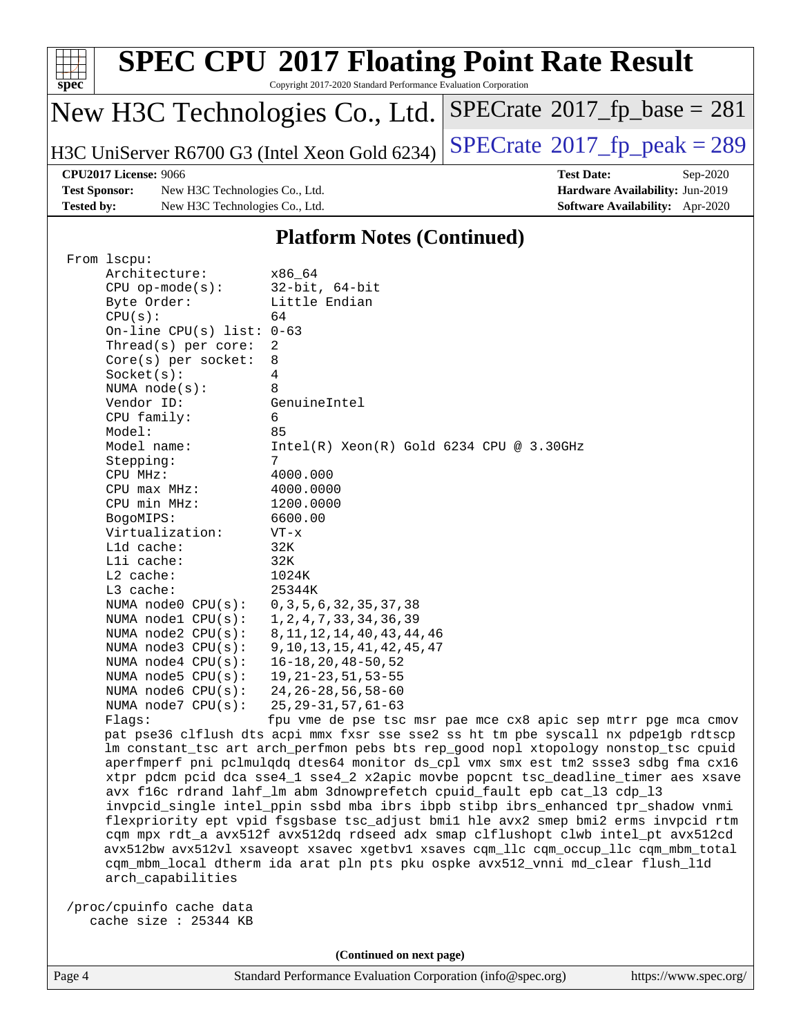# SPEC CPU 2017 Floating Point Rate Result

Copyright 2017-2020 Standard Performance Evaluation Corporation

**New H3C Technologies Co., Ltd.**

**H3C UniServer R6700 G3 (Intel Xeon Gold 6234)**

SPECrate 2017_fp_base = 281

SPECrate 2017_fp_peak = 289

**CPU2017 License:** 9066
**Test Sponsor:** New H3C Technologies Co., Ltd.
**Tested by:** New H3C Technologies Co., Ltd.

**Test Date:** Sep-2020
**Hardware Availability:** Jun-2019
**Software Availability:** Apr-2020

## Platform Notes (Continued)

```
From lscpu:
     Architecture:          x86_64
     CPU op-mode(s):        32-bit, 64-bit
     Byte Order:            Little Endian
     CPU(s):                64
     On-line CPU(s) list: 0-63
     Thread(s) per core:  2
     Core(s) per socket:  8
     Socket(s):             4
     NUMA node(s):          8
     Vendor ID:             GenuineIntel
     CPU family:            6
     Model:                 85
     Model name:            Intel(R) Xeon(R) Gold 6234 CPU @ 3.30GHz
     Stepping:              7
     CPU MHz:               4000.000
     CPU max MHz:           4000.0000
     CPU min MHz:           1200.0000
     BogoMIPS:              6600.00
     Virtualization:        VT-x
     L1d cache:             32K
     L1i cache:             32K
     L2 cache:              1024K
     L3 cache:              25344K
     NUMA node0 CPU(s):     0,3,5,6,32,35,37,38
     NUMA node1 CPU(s):     1,2,4,7,33,34,36,39
     NUMA node2 CPU(s):     8,11,12,14,40,43,44,46
     NUMA node3 CPU(s):     9,10,13,15,41,42,45,47
     NUMA node4 CPU(s):     16-18,20,48-50,52
     NUMA node5 CPU(s):     19,21-23,51,53-55
     NUMA node6 CPU(s):     24,26-28,56,58-60
     NUMA node7 CPU(s):     25,29-31,57,61-63
     Flags:                 fpu vme de pse tsc msr pae mce cx8 apic sep mtrr pge mca cmov
     pat pse36 clflush dts acpi mmx fxsr sse sse2 ss ht tm pbe syscall nx pdpe1gb rdtscp
     lm constant_tsc art arch_perfmon pebs bts rep_good nopl xtopology nonstop_tsc cpuid
     aperfmperf pni pclmulqdq dtes64 monitor ds_cpl vmx smx est tm2 ssse3 sdbg fma cx16
     xtpr pdcm pcid dca sse4_1 sse4_2 x2apic movbe popcnt tsc_deadline_timer aes xsave
     avx f16c rdrand lahf_lm abm 3dnowprefetch cpuid_fault epb cat_l3 cdp_l3
     invpcid_single intel_ppin ssbd mba ibrs ibpb stibp ibrs_enhanced tpr_shadow vnmi
     flexpriority ept vpid fsgsbase tsc_adjust bmi1 hle avx2 smep bmi2 erms invpcid rtm
     cqm mpx rdt_a avx512f avx512dq rdseed adx smap clflushopt clwb intel_pt avx512cd
     avx512bw avx512vl xsaveopt xsavec xgetbv1 xsaves cqm_llc cqm_occup_llc cqm_mbm_total
     cqm_mbm_local dtherm ida arat pln pts pku ospke avx512_vnni md_clear flush_l1d
     arch_capabilities

 /proc/cpuinfo cache data
    cache size : 25344 KB
```

(Continued on next page)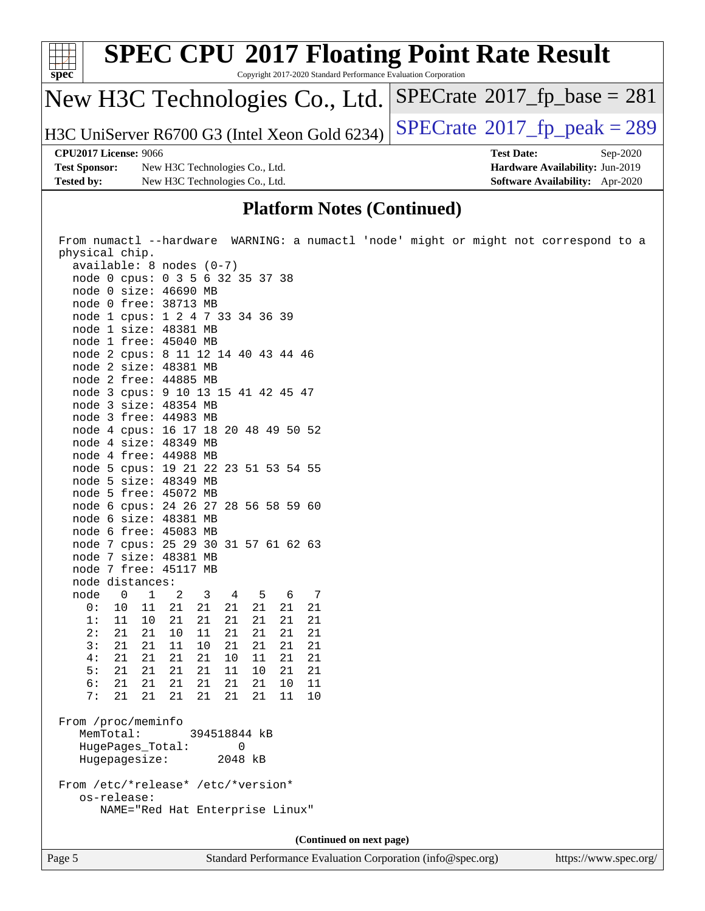## Platform Notes (Continued)

```
From numactl --hardware  WARNING: a numactl 'node' might or might not correspond to a
physical chip.
  available: 8 nodes (0-7)
  node 0 cpus: 0 3 5 6 32 35 37 38
  node 0 size: 46690 MB
  node 0 free: 38713 MB
  node 1 cpus: 1 2 4 7 33 34 36 39
  node 1 size: 48381 MB
  node 1 free: 45040 MB
  node 2 cpus: 8 11 12 14 40 43 44 46
  node 2 size: 48381 MB
  node 2 free: 44885 MB
  node 3 cpus: 9 10 13 15 41 42 45 47
  node 3 size: 48354 MB
  node 3 free: 44983 MB
  node 4 cpus: 16 17 18 20 48 49 50 52
  node 4 size: 48349 MB
  node 4 free: 44988 MB
  node 5 cpus: 19 21 22 23 51 53 54 55
  node 5 size: 48349 MB
  node 5 free: 45072 MB
  node 6 cpus: 24 26 27 28 56 58 59 60
  node 6 size: 48381 MB
  node 6 free: 45083 MB
  node 7 cpus: 25 29 30 31 57 61 62 63
  node 7 size: 48381 MB
  node 7 free: 45117 MB
  node distances:
  node   0   1   2   3   4   5   6   7
    0:  10  11  21  21  21  21  21  21
    1:  11  10  21  21  21  21  21  21
    2:  21  21  10  11  21  21  21  21
    3:  21  21  11  10  21  21  21  21
    4:  21  21  21  21  10  11  21  21
    5:  21  21  21  21  11  10  21  21
    6:  21  21  21  21  21  21  10  11
    7:  21  21  21  21  21  21  11  10

From /proc/meminfo
   MemTotal:       394518844 kB
   HugePages_Total:       0
   Hugepagesize:       2048 kB

From /etc/*release* /etc/*version*
   os-release:
      NAME="Red Hat Enterprise Linux"
```

**(Continued on next page)**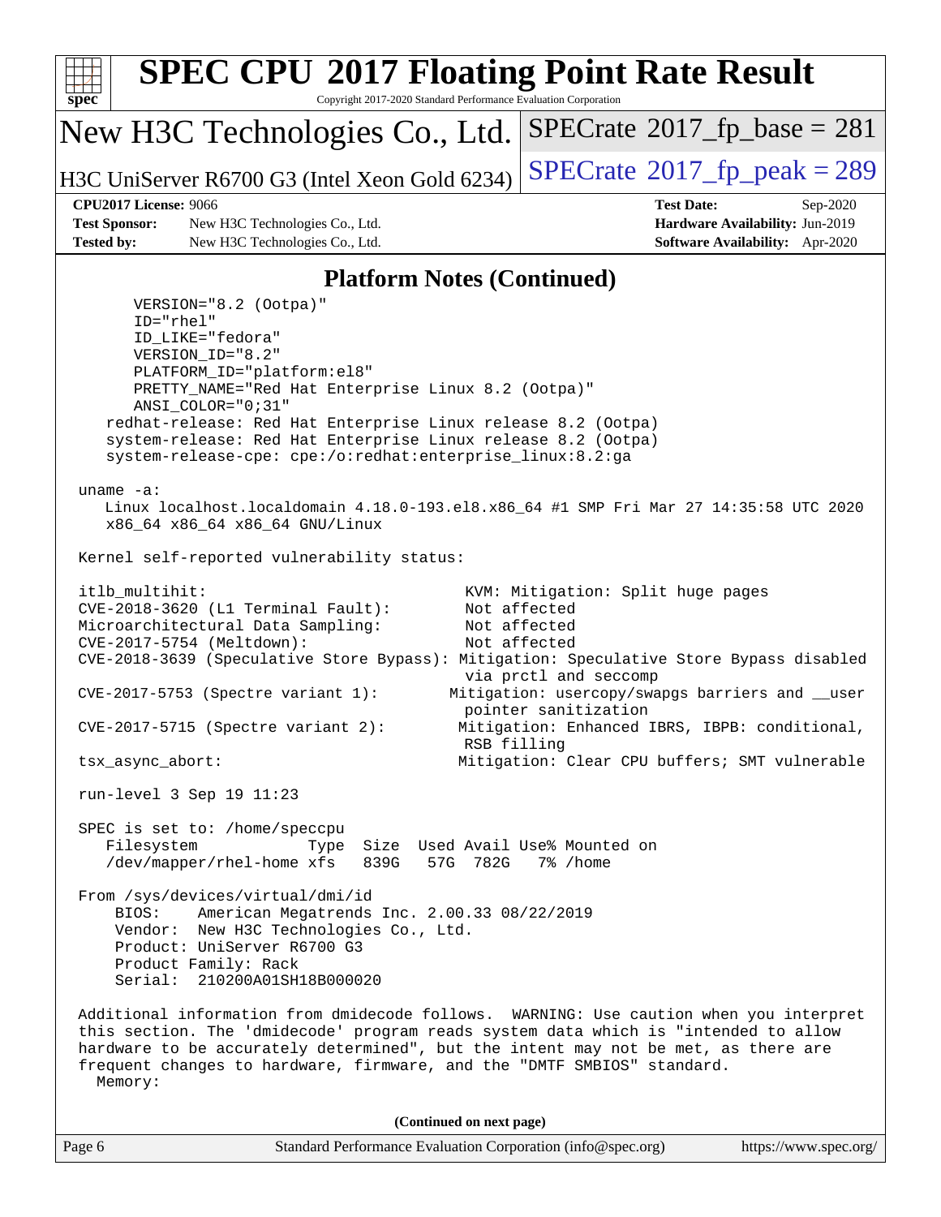# SPEC CPU 2017 Floating Point Rate Result

Copyright 2017-2020 Standard Performance Evaluation Corporation

**New H3C Technologies Co., Ltd.**

**H3C UniServer R6700 G3 (Intel Xeon Gold 6234)**

SPECrate 2017_fp_base = 281

SPECrate 2017_fp_peak = 289

**CPU2017 License:** 9066
**Test Sponsor:** New H3C Technologies Co., Ltd.
**Tested by:** New H3C Technologies Co., Ltd.

**Test Date:** Sep-2020
**Hardware Availability:** Jun-2019
**Software Availability:** Apr-2020

## Platform Notes (Continued)

```
      VERSION="8.2 (Ootpa)"
      ID="rhel"
      ID_LIKE="fedora"
      VERSION_ID="8.2"
      PLATFORM_ID="platform:el8"
      PRETTY_NAME="Red Hat Enterprise Linux 8.2 (Ootpa)"
      ANSI_COLOR="0;31"
   redhat-release: Red Hat Enterprise Linux release 8.2 (Ootpa)
   system-release: Red Hat Enterprise Linux release 8.2 (Ootpa)
   system-release-cpe: cpe:/o:redhat:enterprise_linux:8.2:ga

uname -a:
   Linux localhost.localdomain 4.18.0-193.el8.x86_64 #1 SMP Fri Mar 27 14:35:58 UTC 2020
   x86_64 x86_64 x86_64 GNU/Linux

Kernel self-reported vulnerability status:

itlb_multihit:                                    KVM: Mitigation: Split huge pages
CVE-2018-3620 (L1 Terminal Fault):                Not affected
Microarchitectural Data Sampling:                 Not affected
CVE-2017-5754 (Meltdown):                         Not affected
CVE-2018-3639 (Speculative Store Bypass): Mitigation: Speculative Store Bypass disabled
                                                  via prctl and seccomp
CVE-2017-5753 (Spectre variant 1):              Mitigation: usercopy/swapgs barriers and __user
                                                  pointer sanitization
CVE-2017-5715 (Spectre variant 2):               Mitigation: Enhanced IBRS, IBPB: conditional,
                                                  RSB filling
tsx_async_abort:                                 Mitigation: Clear CPU buffers; SMT vulnerable

run-level 3 Sep 19 11:23

SPEC is set to: /home/speccpu
   Filesystem            Type  Size  Used Avail Use% Mounted on
   /dev/mapper/rhel-home xfs   839G   57G  782G   7% /home

From /sys/devices/virtual/dmi/id
    BIOS:    American Megatrends Inc. 2.00.33 08/22/2019
    Vendor:  New H3C Technologies Co., Ltd.
    Product: UniServer R6700 G3
    Product Family: Rack
    Serial:  210200A01SH18B000020

Additional information from dmidecode follows.  WARNING: Use caution when you interpret
this section. The 'dmidecode' program reads system data which is "intended to allow
hardware to be accurately determined", but the intent may not be met, as there are
frequent changes to hardware, firmware, and the "DMTF SMBIOS" standard.
  Memory:
```

(Continued on next page)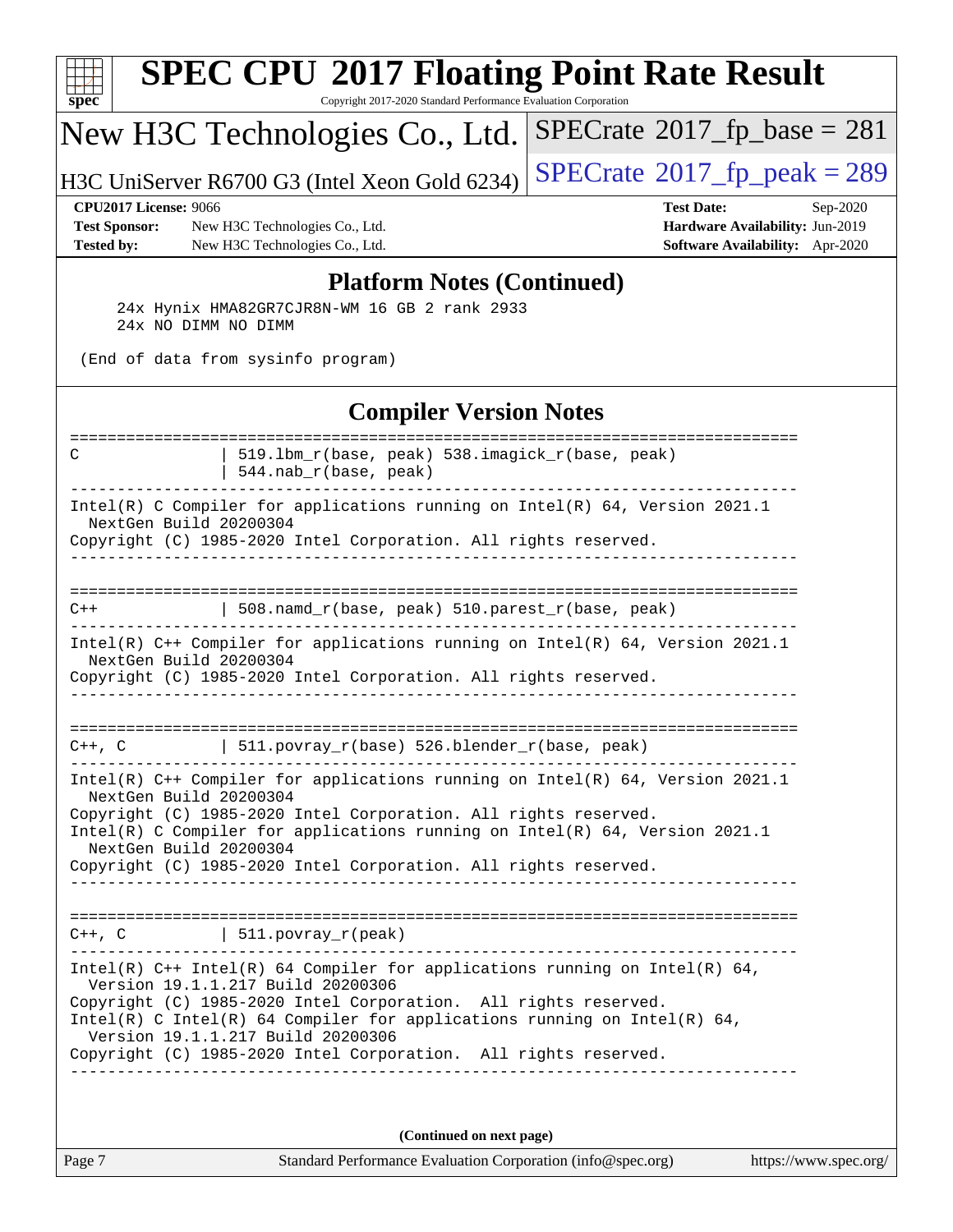## Platform Notes (Continued)

```
     24x Hynix HMA82GR7CJR8N-WM 16 GB 2 rank 2933
     24x NO DIMM NO DIMM

 (End of data from sysinfo program)
```

## Compiler Version Notes

```
==============================================================================
C               | 519.lbm_r(base, peak) 538.imagick_r(base, peak)
                | 544.nab_r(base, peak)
------------------------------------------------------------------------------
Intel(R) C Compiler for applications running on Intel(R) 64, Version 2021.1
  NextGen Build 20200304
Copyright (C) 1985-2020 Intel Corporation. All rights reserved.
------------------------------------------------------------------------------

==============================================================================
C++             | 508.namd_r(base, peak) 510.parest_r(base, peak)
------------------------------------------------------------------------------
Intel(R) C++ Compiler for applications running on Intel(R) 64, Version 2021.1
  NextGen Build 20200304
Copyright (C) 1985-2020 Intel Corporation. All rights reserved.
------------------------------------------------------------------------------

==============================================================================
C++, C          | 511.povray_r(base) 526.blender_r(base, peak)
------------------------------------------------------------------------------
Intel(R) C++ Compiler for applications running on Intel(R) 64, Version 2021.1
  NextGen Build 20200304
Copyright (C) 1985-2020 Intel Corporation. All rights reserved.
Intel(R) C Compiler for applications running on Intel(R) 64, Version 2021.1
  NextGen Build 20200304
Copyright (C) 1985-2020 Intel Corporation. All rights reserved.
------------------------------------------------------------------------------

==============================================================================
C++, C          | 511.povray_r(peak)
------------------------------------------------------------------------------
Intel(R) C++ Intel(R) 64 Compiler for applications running on Intel(R) 64,
  Version 19.1.1.217 Build 20200306
Copyright (C) 1985-2020 Intel Corporation.  All rights reserved.
Intel(R) C Intel(R) 64 Compiler for applications running on Intel(R) 64,
  Version 19.1.1.217 Build 20200306
Copyright (C) 1985-2020 Intel Corporation.  All rights reserved.
------------------------------------------------------------------------------
```

(Continued on next page)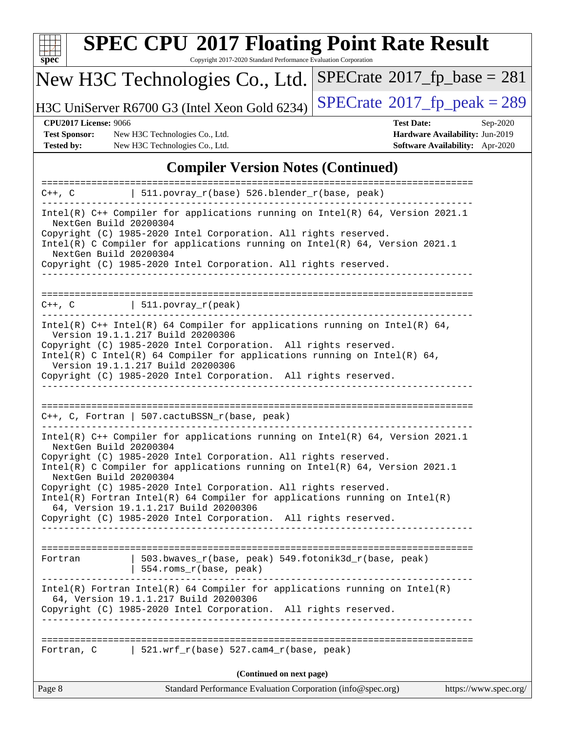## Compiler Version Notes (Continued)

```
==============================================================================
C++, C          | 511.povray_r(base) 526.blender_r(base, peak)
------------------------------------------------------------------------------
Intel(R) C++ Compiler for applications running on Intel(R) 64, Version 2021.1
  NextGen Build 20200304
Copyright (C) 1985-2020 Intel Corporation. All rights reserved.
Intel(R) C Compiler for applications running on Intel(R) 64, Version 2021.1
  NextGen Build 20200304
Copyright (C) 1985-2020 Intel Corporation. All rights reserved.
------------------------------------------------------------------------------

==============================================================================
C++, C          | 511.povray_r(peak)
------------------------------------------------------------------------------
Intel(R) C++ Intel(R) 64 Compiler for applications running on Intel(R) 64,
  Version 19.1.1.217 Build 20200306
Copyright (C) 1985-2020 Intel Corporation.  All rights reserved.
Intel(R) C Intel(R) 64 Compiler for applications running on Intel(R) 64,
  Version 19.1.1.217 Build 20200306
Copyright (C) 1985-2020 Intel Corporation.  All rights reserved.
------------------------------------------------------------------------------

==============================================================================
C++, C, Fortran | 507.cactuBSSN_r(base, peak)
------------------------------------------------------------------------------
Intel(R) C++ Compiler for applications running on Intel(R) 64, Version 2021.1
  NextGen Build 20200304
Copyright (C) 1985-2020 Intel Corporation. All rights reserved.
Intel(R) C Compiler for applications running on Intel(R) 64, Version 2021.1
  NextGen Build 20200304
Copyright (C) 1985-2020 Intel Corporation. All rights reserved.
Intel(R) Fortran Intel(R) 64 Compiler for applications running on Intel(R)
  64, Version 19.1.1.217 Build 20200306
Copyright (C) 1985-2020 Intel Corporation.  All rights reserved.
------------------------------------------------------------------------------

==============================================================================
Fortran         | 503.bwaves_r(base, peak) 549.fotonik3d_r(base, peak)
                | 554.roms_r(base, peak)
------------------------------------------------------------------------------
Intel(R) Fortran Intel(R) 64 Compiler for applications running on Intel(R)
  64, Version 19.1.1.217 Build 20200306
Copyright (C) 1985-2020 Intel Corporation.  All rights reserved.
------------------------------------------------------------------------------

==============================================================================
Fortran, C      | 521.wrf_r(base) 527.cam4_r(base, peak)
```

(Continued on next page)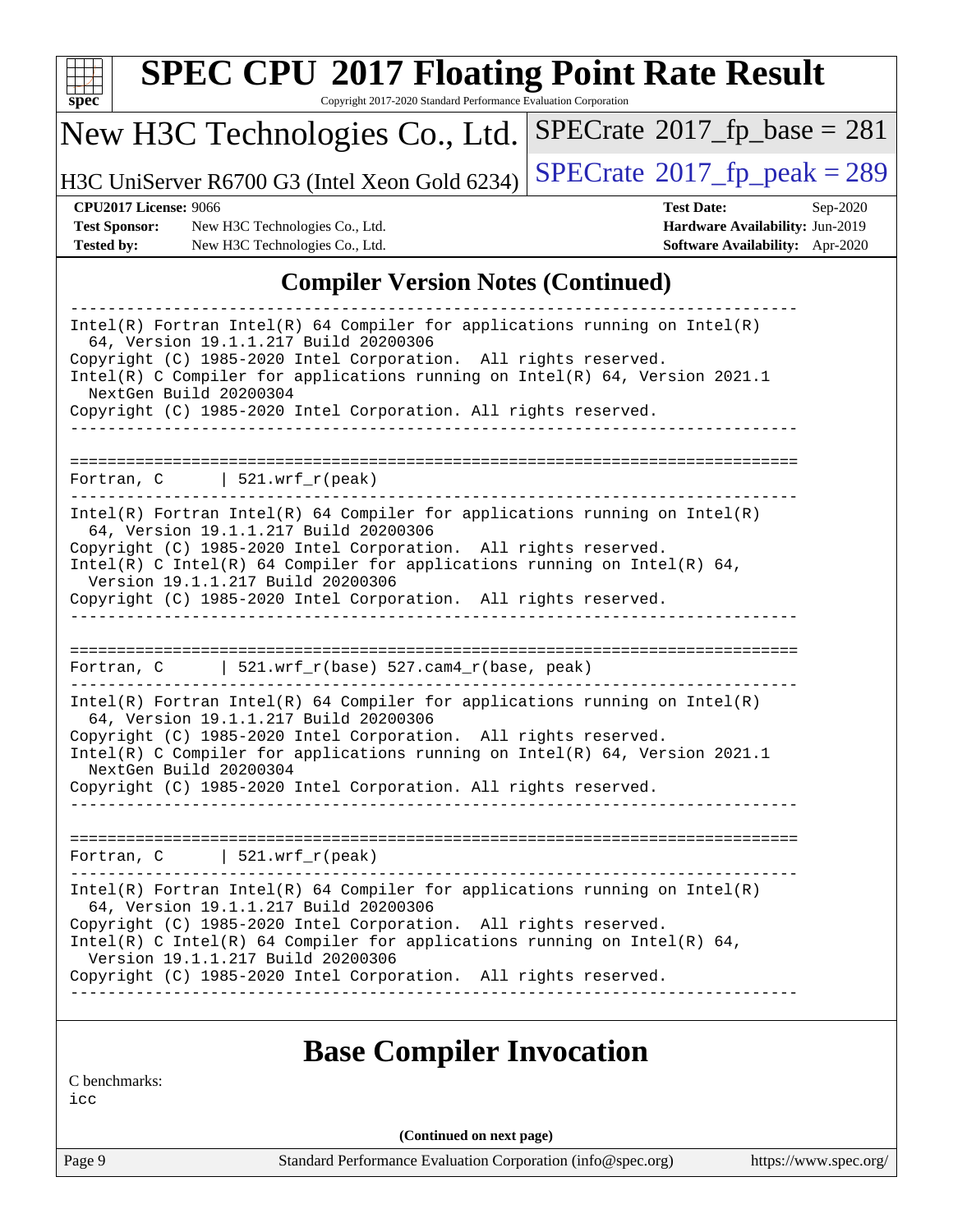## Compiler Version Notes (Continued)

```
------------------------------------------------------------------------------
Intel(R) Fortran Intel(R) 64 Compiler for applications running on Intel(R)
  64, Version 19.1.1.217 Build 20200306
Copyright (C) 1985-2020 Intel Corporation.  All rights reserved.
Intel(R) C Compiler for applications running on Intel(R) 64, Version 2021.1
  NextGen Build 20200304
Copyright (C) 1985-2020 Intel Corporation. All rights reserved.
------------------------------------------------------------------------------

==============================================================================
Fortran, C      | 521.wrf_r(peak)
------------------------------------------------------------------------------
Intel(R) Fortran Intel(R) 64 Compiler for applications running on Intel(R)
  64, Version 19.1.1.217 Build 20200306
Copyright (C) 1985-2020 Intel Corporation.  All rights reserved.
Intel(R) C Intel(R) 64 Compiler for applications running on Intel(R) 64,
  Version 19.1.1.217 Build 20200306
Copyright (C) 1985-2020 Intel Corporation.  All rights reserved.
------------------------------------------------------------------------------

==============================================================================
Fortran, C      | 521.wrf_r(base) 527.cam4_r(base, peak)
------------------------------------------------------------------------------
Intel(R) Fortran Intel(R) 64 Compiler for applications running on Intel(R)
  64, Version 19.1.1.217 Build 20200306
Copyright (C) 1985-2020 Intel Corporation.  All rights reserved.
Intel(R) C Compiler for applications running on Intel(R) 64, Version 2021.1
  NextGen Build 20200304
Copyright (C) 1985-2020 Intel Corporation. All rights reserved.
------------------------------------------------------------------------------

==============================================================================
Fortran, C      | 521.wrf_r(peak)
------------------------------------------------------------------------------
Intel(R) Fortran Intel(R) 64 Compiler for applications running on Intel(R)
  64, Version 19.1.1.217 Build 20200306
Copyright (C) 1985-2020 Intel Corporation.  All rights reserved.
Intel(R) C Intel(R) 64 Compiler for applications running on Intel(R) 64,
  Version 19.1.1.217 Build 20200306
Copyright (C) 1985-2020 Intel Corporation.  All rights reserved.
------------------------------------------------------------------------------
```

## Base Compiler Invocation

C benchmarks:
icc

(Continued on next page)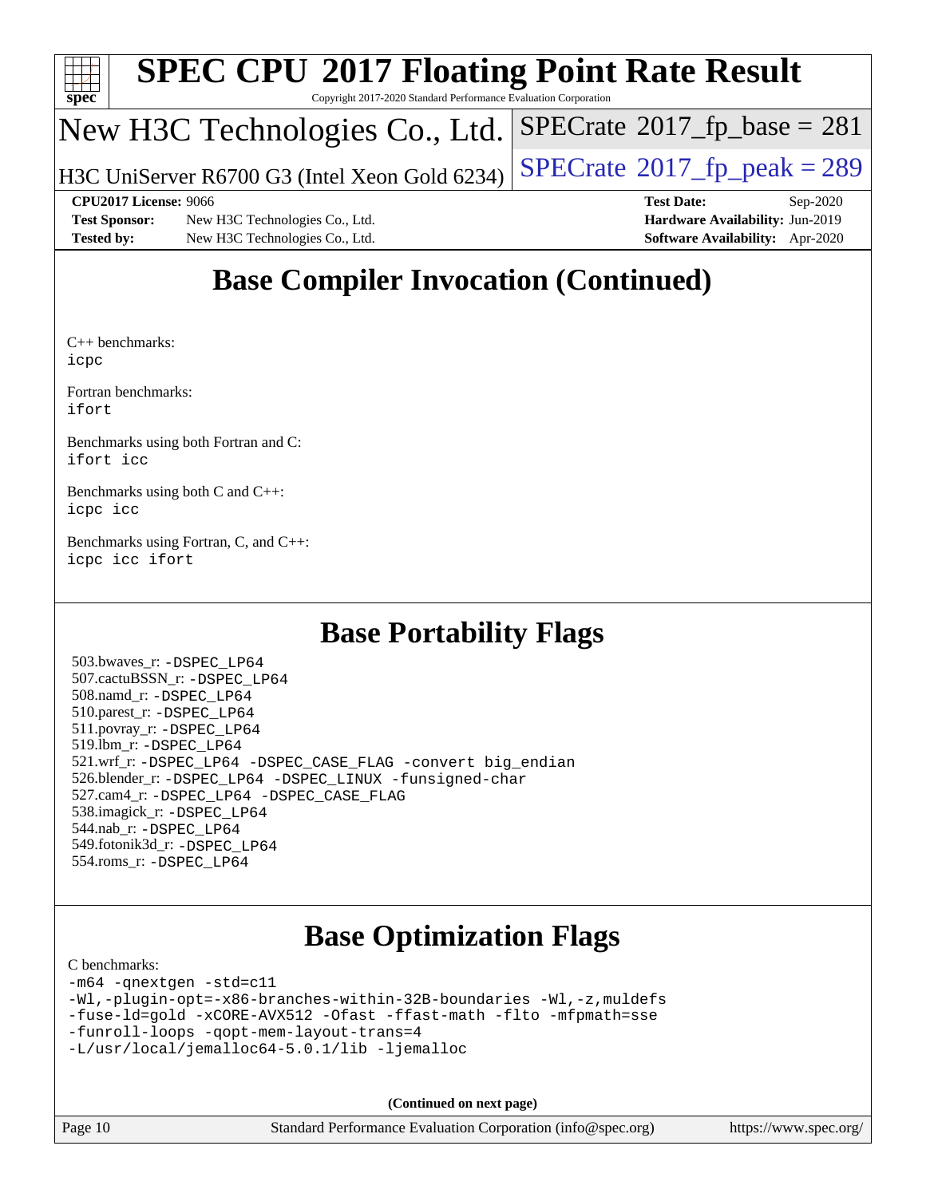# SPEC CPU 2017 Floating Point Rate Result

New H3C Technologies Co., Ltd.

H3C UniServer R6700 G3 (Intel Xeon Gold 6234)

SPECrate 2017_fp_base = 281

SPECrate 2017_fp_peak = 289

**CPU2017 License:** 9066
**Test Sponsor:** New H3C Technologies Co., Ltd.
**Tested by:** New H3C Technologies Co., Ltd.

**Test Date:** Sep-2020
**Hardware Availability:** Jun-2019
**Software Availability:** Apr-2020

## Base Compiler Invocation (Continued)

C++ benchmarks:
`icpc`

Fortran benchmarks:
`ifort`

Benchmarks using both Fortran and C:
`ifort icc`

Benchmarks using both C and C++:
`icpc icc`

Benchmarks using Fortran, C, and C++:
`icpc icc ifort`

## Base Portability Flags

503.bwaves_r: `-DSPEC_LP64`
507.cactuBSSN_r: `-DSPEC_LP64`
508.namd_r: `-DSPEC_LP64`
510.parest_r: `-DSPEC_LP64`
511.povray_r: `-DSPEC_LP64`
519.lbm_r: `-DSPEC_LP64`
521.wrf_r: `-DSPEC_LP64 -DSPEC_CASE_FLAG -convert big_endian`
526.blender_r: `-DSPEC_LP64 -DSPEC_LINUX -funsigned-char`
527.cam4_r: `-DSPEC_LP64 -DSPEC_CASE_FLAG`
538.imagick_r: `-DSPEC_LP64`
544.nab_r: `-DSPEC_LP64`
549.fotonik3d_r: `-DSPEC_LP64`
554.roms_r: `-DSPEC_LP64`

## Base Optimization Flags

C benchmarks:

```
-m64 -qnextgen -std=c11
-Wl,-plugin-opt=-x86-branches-within-32B-boundaries -Wl,-z,muldefs
-fuse-ld=gold -xCORE-AVX512 -Ofast -ffast-math -flto -mfpmath=sse
-funroll-loops -qopt-mem-layout-trans=4
-L/usr/local/jemalloc64-5.0.1/lib -ljemalloc
```

**(Continued on next page)**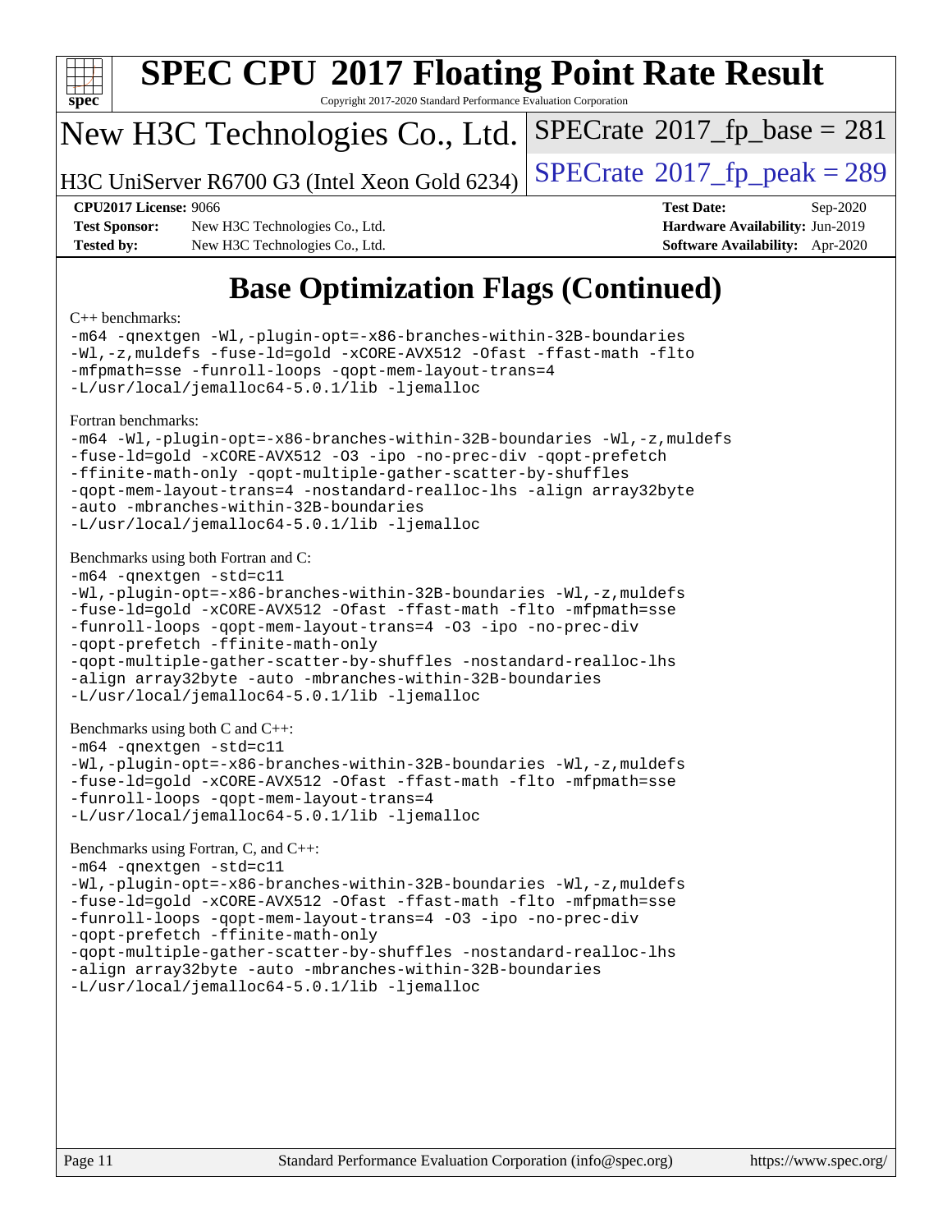# SPEC CPU 2017 Floating Point Rate Result

Copyright 2017-2020 Standard Performance Evaluation Corporation

## New H3C Technologies Co., Ltd.

H3C UniServer R6700 G3 (Intel Xeon Gold 6234)

SPECrate 2017_fp_base = 281

SPECrate 2017_fp_peak = 289

**CPU2017 License:** 9066
**Test Sponsor:** New H3C Technologies Co., Ltd.
**Tested by:** New H3C Technologies Co., Ltd.

**Test Date:** Sep-2020
**Hardware Availability:** Jun-2019
**Software Availability:** Apr-2020

# Base Optimization Flags (Continued)

C++ benchmarks:

```
-m64 -qnextgen -Wl,-plugin-opt=-x86-branches-within-32B-boundaries
-Wl,-z,muldefs -fuse-ld=gold -xCORE-AVX512 -Ofast -ffast-math -flto
-mfpmath=sse -funroll-loops -qopt-mem-layout-trans=4
-L/usr/local/jemalloc64-5.0.1/lib -ljemalloc
```

Fortran benchmarks:

```
-m64 -Wl,-plugin-opt=-x86-branches-within-32B-boundaries -Wl,-z,muldefs
-fuse-ld=gold -xCORE-AVX512 -O3 -ipo -no-prec-div -qopt-prefetch
-ffinite-math-only -qopt-multiple-gather-scatter-by-shuffles
-qopt-mem-layout-trans=4 -nostandard-realloc-lhs -align array32byte
-auto -mbranches-within-32B-boundaries
-L/usr/local/jemalloc64-5.0.1/lib -ljemalloc
```

Benchmarks using both Fortran and C:

```
-m64 -qnextgen -std=c11
-Wl,-plugin-opt=-x86-branches-within-32B-boundaries -Wl,-z,muldefs
-fuse-ld=gold -xCORE-AVX512 -Ofast -ffast-math -flto -mfpmath=sse
-funroll-loops -qopt-mem-layout-trans=4 -O3 -ipo -no-prec-div
-qopt-prefetch -ffinite-math-only
-qopt-multiple-gather-scatter-by-shuffles -nostandard-realloc-lhs
-align array32byte -auto -mbranches-within-32B-boundaries
-L/usr/local/jemalloc64-5.0.1/lib -ljemalloc
```

Benchmarks using both C and C++:

```
-m64 -qnextgen -std=c11
-Wl,-plugin-opt=-x86-branches-within-32B-boundaries -Wl,-z,muldefs
-fuse-ld=gold -xCORE-AVX512 -Ofast -ffast-math -flto -mfpmath=sse
-funroll-loops -qopt-mem-layout-trans=4
-L/usr/local/jemalloc64-5.0.1/lib -ljemalloc
```

Benchmarks using Fortran, C, and C++:

```
-m64 -qnextgen -std=c11
-Wl,-plugin-opt=-x86-branches-within-32B-boundaries -Wl,-z,muldefs
-fuse-ld=gold -xCORE-AVX512 -Ofast -ffast-math -flto -mfpmath=sse
-funroll-loops -qopt-mem-layout-trans=4 -O3 -ipo -no-prec-div
-qopt-prefetch -ffinite-math-only
-qopt-multiple-gather-scatter-by-shuffles -nostandard-realloc-lhs
-align array32byte -auto -mbranches-within-32B-boundaries
-L/usr/local/jemalloc64-5.0.1/lib -ljemalloc
```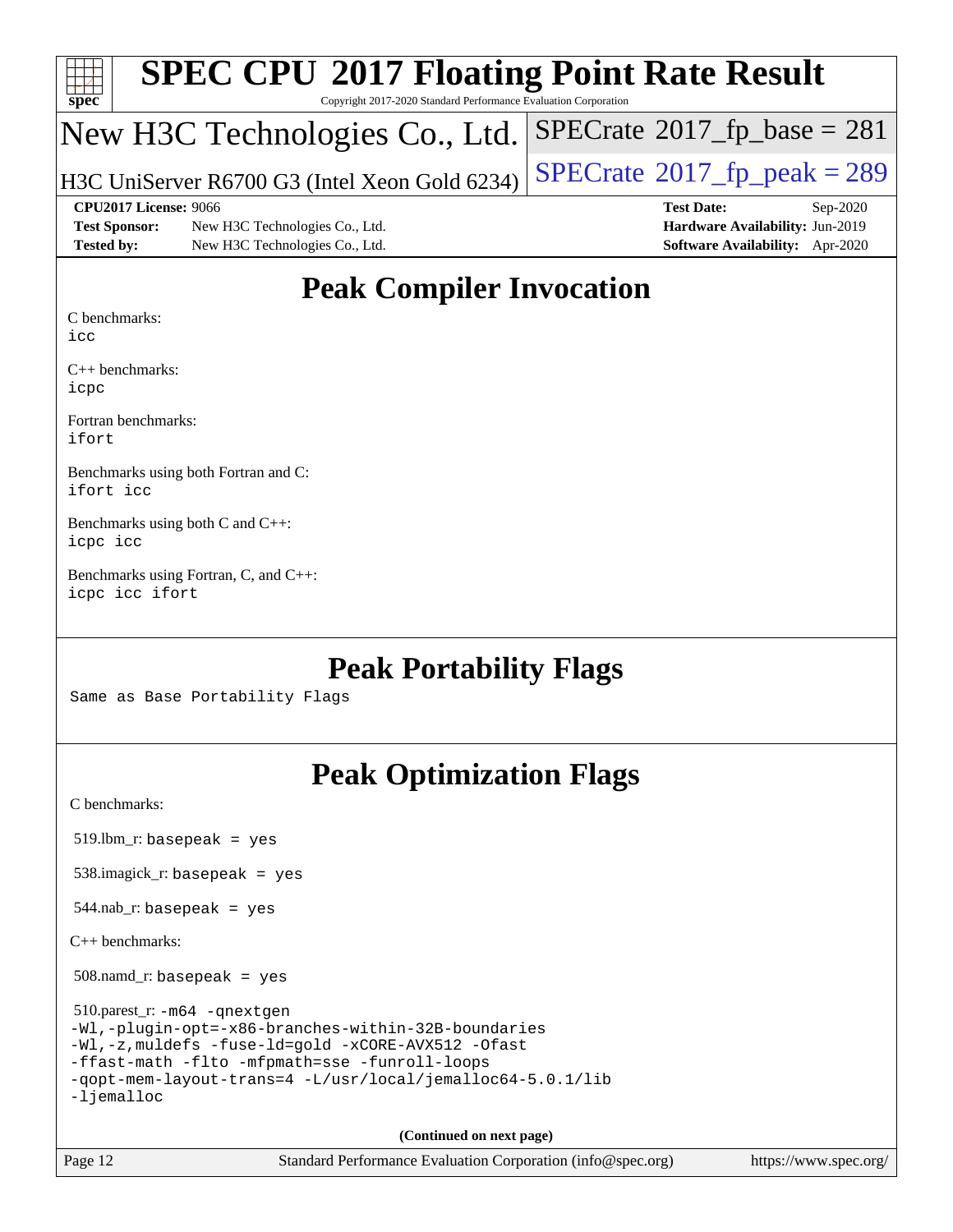# SPEC CPU 2017 Floating Point Rate Result

Copyright 2017-2020 Standard Performance Evaluation Corporation

## New H3C Technologies Co., Ltd.

H3C UniServer R6700 G3 (Intel Xeon Gold 6234)

SPECrate 2017_fp_base = 281

SPECrate 2017_fp_peak = 289

**CPU2017 License:** 9066
**Test Sponsor:** New H3C Technologies Co., Ltd.
**Tested by:** New H3C Technologies Co., Ltd.

**Test Date:** Sep-2020
**Hardware Availability:** Jun-2019
**Software Availability:** Apr-2020

## Peak Compiler Invocation

C benchmarks:
```
icc
```

C++ benchmarks:
```
icpc
```

Fortran benchmarks:
```
ifort
```

Benchmarks using both Fortran and C:
```
ifort icc
```

Benchmarks using both C and C++:
```
icpc icc
```

Benchmarks using Fortran, C, and C++:
```
icpc icc ifort
```

## Peak Portability Flags

Same as Base Portability Flags

## Peak Optimization Flags

C benchmarks:

519.lbm_r: `basepeak = yes`

538.imagick_r: `basepeak = yes`

544.nab_r: `basepeak = yes`

C++ benchmarks:

508.namd_r: `basepeak = yes`

510.parest_r:
```
-m64 -qnextgen
-Wl,-plugin-opt=-x86-branches-within-32B-boundaries
-Wl,-z,muldefs -fuse-ld=gold -xCORE-AVX512 -Ofast
-ffast-math -flto -mfpmath=sse -funroll-loops
-qopt-mem-layout-trans=4 -L/usr/local/jemalloc64-5.0.1/lib
-ljemalloc
```

(Continued on next page)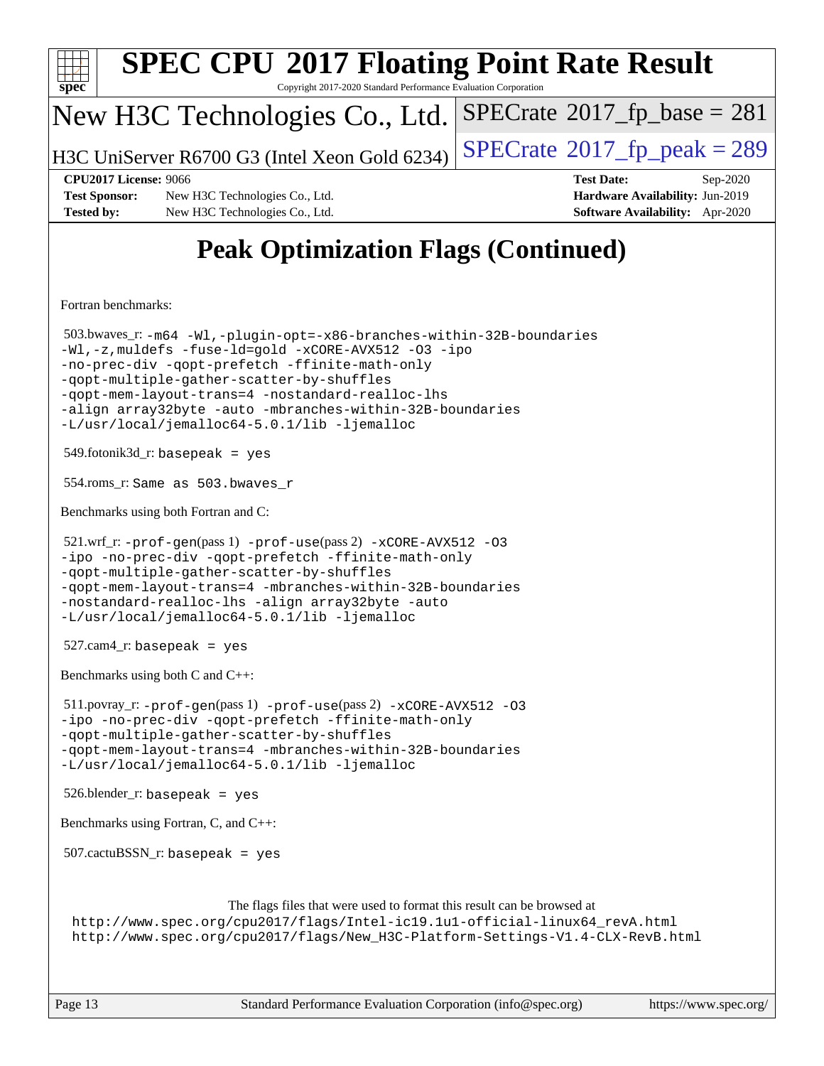# SPEC CPU 2017 Floating Point Rate Result

Copyright 2017-2020 Standard Performance Evaluation Corporation

**New H3C Technologies Co., Ltd.**

H3C UniServer R6700 G3 (Intel Xeon Gold 6234)

SPECrate 2017_fp_base = 281

SPECrate 2017_fp_peak = 289

| | | | |
|---|---|---|---|
| **CPU2017 License:** | 9066 | **Test Date:** | Sep-2020 |
| **Test Sponsor:** | New H3C Technologies Co., Ltd. | **Hardware Availability:** | Jun-2019 |
| **Tested by:** | New H3C Technologies Co., Ltd. | **Software Availability:** | Apr-2020 |

## Peak Optimization Flags (Continued)

Fortran benchmarks:

503.bwaves_r: `-m64 -Wl,-plugin-opt=-x86-branches-within-32B-boundaries -Wl,-z,muldefs -fuse-ld=gold -xCORE-AVX512 -O3 -ipo -no-prec-div -qopt-prefetch -ffinite-math-only -qopt-multiple-gather-scatter-by-shuffles -qopt-mem-layout-trans=4 -nostandard-realloc-lhs -align array32byte -auto -mbranches-within-32B-boundaries -L/usr/local/jemalloc64-5.0.1/lib -ljemalloc`

549.fotonik3d_r: `basepeak = yes`

554.roms_r: `Same as 503.bwaves_r`

Benchmarks using both Fortran and C:

521.wrf_r: `-prof-gen`(pass 1) `-prof-use`(pass 2) `-xCORE-AVX512 -O3 -ipo -no-prec-div -qopt-prefetch -ffinite-math-only -qopt-multiple-gather-scatter-by-shuffles -qopt-mem-layout-trans=4 -mbranches-within-32B-boundaries -nostandard-realloc-lhs -align array32byte -auto -L/usr/local/jemalloc64-5.0.1/lib -ljemalloc`

527.cam4_r: `basepeak = yes`

Benchmarks using both C and C++:

511.povray_r: `-prof-gen`(pass 1) `-prof-use`(pass 2) `-xCORE-AVX512 -O3 -ipo -no-prec-div -qopt-prefetch -ffinite-math-only -qopt-multiple-gather-scatter-by-shuffles -qopt-mem-layout-trans=4 -mbranches-within-32B-boundaries -L/usr/local/jemalloc64-5.0.1/lib -ljemalloc`

526.blender_r: `basepeak = yes`

Benchmarks using Fortran, C, and C++:

507.cactuBSSN_r: `basepeak = yes`

The flags files that were used to format this result can be browsed at
http://www.spec.org/cpu2017/flags/Intel-ic19.1u1-official-linux64_revA.html
http://www.spec.org/cpu2017/flags/New_H3C-Platform-Settings-V1.4-CLX-RevB.html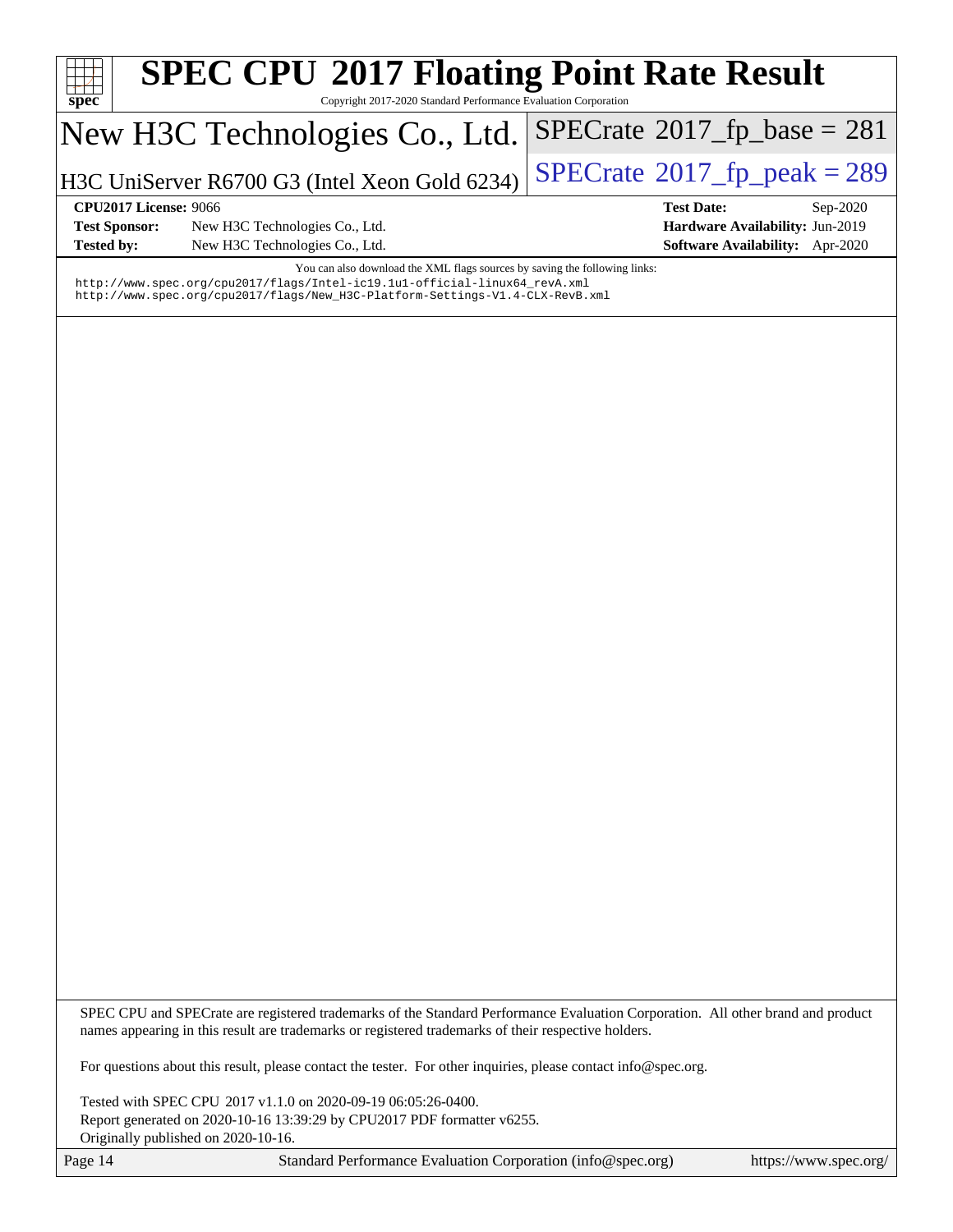You can also download the XML flags sources by saving the following links:

http://www.spec.org/cpu2017/flags/Intel-ic19.1u1-official-linux64_revA.xml
http://www.spec.org/cpu2017/flags/New_H3C-Platform-Settings-V1.4-CLX-RevB.xml

SPEC CPU and SPECrate are registered trademarks of the Standard Performance Evaluation Corporation. All other brand and product names appearing in this result are trademarks or registered trademarks of their respective holders.

For questions about this result, please contact the tester. For other inquiries, please contact info@spec.org.

Tested with SPEC CPU 2017 v1.1.0 on 2020-09-19 06:05:26-0400.
Report generated on 2020-10-16 13:39:29 by CPU2017 PDF formatter v6255.
Originally published on 2020-10-16.